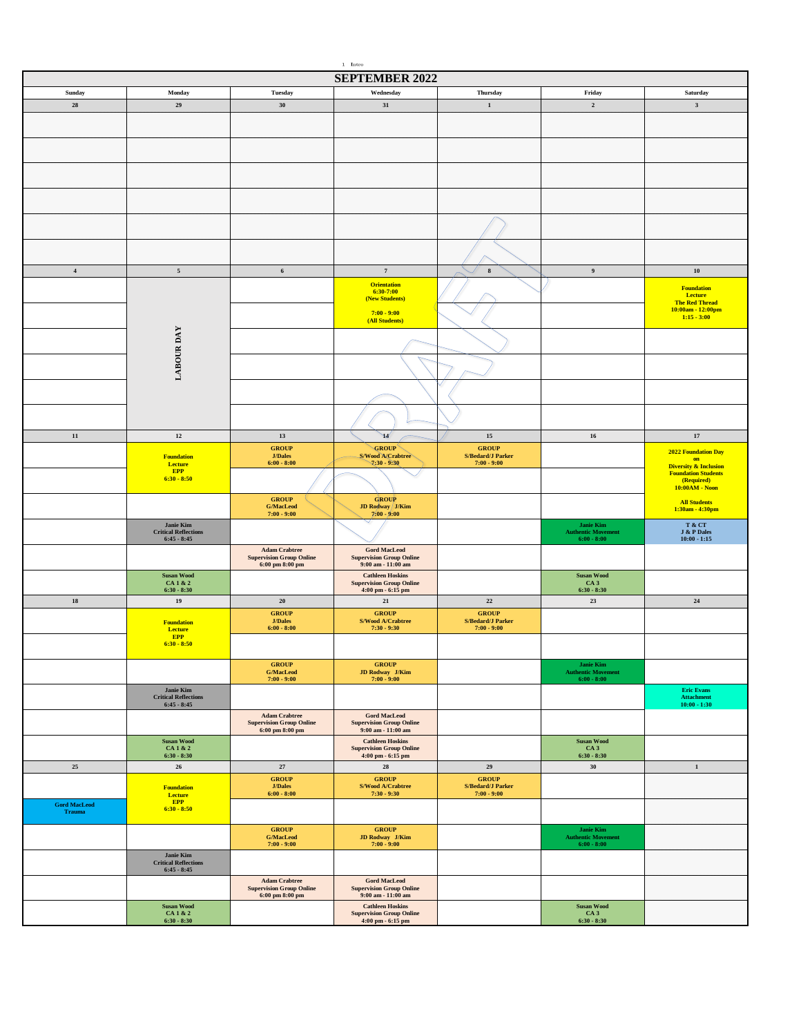# SEPTEMBER 2022

| Sunday | Monday | Tuesday | Wednesday | Thursday | Friday | Saturday |
|---|---|---|---|---|---|---|
| 28 | 29 | 30 | 31 | 1 | 2 | 3 |
| | | | | | | |
| 4 | 5 | 6 | 7 | 8 | 9 | 10 |
| | LABOUR DAY | | Orientation 6:30-7:00 (New Students) 7:00 - 9:00 (All Students) | | | Foundation Lecture The Red Thread 10:00am - 12:00pm 1:15 - 3:00 |
| 11 | 12 | 13 | 14 | 15 | 16 | 17 |
| | Foundation Lecture EPP 6:30 - 8:50 | GROUP J/Dales 6:00 - 8:00 | GROUP S/Wood A/Crabtree 7:30 - 9:30 | GROUP S/Bedard/J Parker 7:00 - 9:00 | | 2022 Foundation Day on Diversity & Inclusion Foundation Students (Required) 10:00AM - Noon |
| | | GROUP G/MacLeod 7:00 - 9:00 | GROUP JD Rodway J/Kim 7:00 - 9:00 | | | All Students 1:30am - 4:30pm |
| | Janie Kim Critical Reflections 6:45 - 8:45 | | | | Janie Kim Authentic Movement 6:00 - 8:00 | T & CT J & P Dales 10:00 - 1:15 |
| | | Adam Crabtree Supervision Group Online 6:00 pm 8:00 pm | Gord MacLeod Supervision Group Online 9:00 am - 11:00 am | | | |
| | Susan Wood CA 1 & 2 6:30 - 8:30 | | Cathleen Hoskins Supervision Group Online 4:00 pm - 6:15 pm | | Susan Wood CA 3 6:30 - 8:30 | |
| 18 | 19 | 20 | 21 | 22 | 23 | 24 |
| | Foundation Lecture EPP 6:30 - 8:50 | GROUP J/Dales 6:00 - 8:00 | GROUP S/Wood A/Crabtree 7:30 - 9:30 | GROUP S/Bedard/J Parker 7:00 - 9:00 | | |
| | | GROUP G/MacLeod 7:00 - 9:00 | GROUP JD Rodway J/Kim 7:00 - 9:00 | | Janie Kim Authentic Movement 6:00 - 8:00 | |
| | Janie Kim Critical Reflections 6:45 - 8:45 | | | | | Eric Evans Attachment 10:00 - 1:30 |
| | | Adam Crabtree Supervision Group Online 6:00 pm 8:00 pm | Gord MacLeod Supervision Group Online 9:00 am - 11:00 am | | | |
| | Susan Wood CA 1 & 2 6:30 - 8:30 | | Cathleen Hoskins Supervision Group Online 4:00 pm - 6:15 pm | | Susan Wood CA 3 6:30 - 8:30 | |
| 25 | 26 | 27 | 28 | 29 | 30 | 1 |
| Gord MacLeod Trauma | Foundation Lecture EPP 6:30 - 8:50 | GROUP J/Dales 6:00 - 8:00 | GROUP S/Wood A/Crabtree 7:30 - 9:30 | GROUP S/Bedard/J Parker 7:00 - 9:00 | | |
| | | GROUP G/MacLeod 7:00 - 9:00 | GROUP JD Rodway J/Kim 7:00 - 9:00 | | Janie Kim Authentic Movement 6:00 - 8:00 | |
| | Janie Kim Critical Reflections 6:45 - 8:45 | | | | | |
| | | Adam Crabtree Supervision Group Online 6:00 pm 8:00 pm | Gord MacLeod Supervision Group Online 9:00 am - 11:00 am | | | |
| | Susan Wood CA 1 & 2 6:30 - 8:30 | | Cathleen Hoskins Supervision Group Online 4:00 pm - 6:15 pm | | Susan Wood CA 3 6:30 - 8:30 | |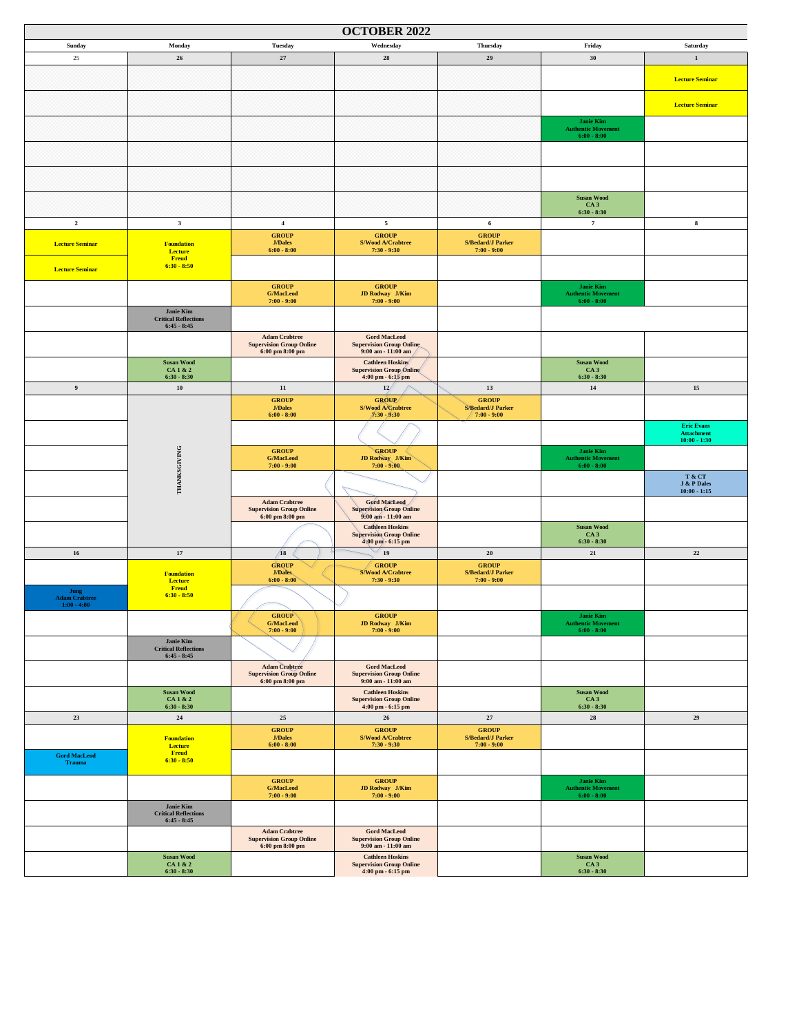# OCTOBER 2022

| Sunday | Monday | Tuesday | Wednesday | Thursday | Friday | Saturday |
|---|---|---|---|---|---|---|
| 25 | 26 | 27 | 28 | 29 | 30 | 1 |
| | | | | | | Lecture Seminar |
| | | | | | | Lecture Seminar |
| | | | | | Janie Kim Authentic Movement 6:00 - 8:00 | |
| | | | | | | |
| | | | | | | |
| | | | | | Susan Wood CA 3 6:30 - 8:30 | |
| 2 | 3 | 4 | 5 | 6 | 7 | 8 |
| Lecture Seminar | Foundation Lecture Freud 6:30 - 8:50 | GROUP J/Dales 6:00 - 8:00 | GROUP S/Wood A/Crabtree 7:30 - 9:30 | GROUP S/Bedard/J Parker 7:00 - 9:00 | | |
| Lecture Seminar | | | | | | |
| | | GROUP G/MacLeod 7:00 - 9:00 | GROUP JD Rodway J/Kim 7:00 - 9:00 | | Janie Kim Authentic Movement 6:00 - 8:00 | |
| | Janie Kim Critical Reflections 6:45 - 8:45 | | | | | |
| | | Adam Crabtree Supervision Group Online 6:00 pm 8:00 pm | Gord MacLeod Supervision Group Online 9:00 am - 11:00 am | | | |
| | Susan Wood CA 1 & 2 6:30 - 8:30 | | Cathleen Hoskins Supervision Group Online 4:00 pm - 6:15 pm | | Susan Wood CA 3 6:30 - 8:30 | |
| 9 | 10 | 11 | 12 | 13 | 14 | 15 |
| | THANKSGIVING | GROUP J/Dales 6:00 - 8:00 | GROUP S/Wood A/Crabtree 7:30 - 9:30 | GROUP S/Bedard/J Parker 7:00 - 9:00 | | |
| | | | | | | Eric Evans Attachment 10:00 - 1:30 |
| | | GROUP G/MacLeod 7:00 - 9:00 | GROUP JD Rodway J/Kim 7:00 - 9:00 | | Janie Kim Authentic Movement 6:00 - 8:00 | |
| | | | | | | T & CT J & P Dales 10:00 - 1:15 |
| | | Adam Crabtree Supervision Group Online 6:00 pm 8:00 pm | Gord MacLeod Supervision Group Online 9:00 am - 11:00 am | | | |
| | | | Cathleen Hoskins Supervision Group Online 4:00 pm - 6:15 pm | | Susan Wood CA 3 6:30 - 8:30 | |
| 16 | 17 | 18 | 19 | 20 | 21 | 22 |
| | Foundation Lecture Freud 6:30 - 8:50 | GROUP J/Dales 6:00 - 8:00 | GROUP S/Wood A/Crabtree 7:30 - 9:30 | GROUP S/Bedard/J Parker 7:00 - 9:00 | | |
| Jung Adam Crabtree 1:00 - 4:00 | | | | | | |
| | | GROUP G/MacLeod 7:00 - 9:00 | GROUP JD Rodway J/Kim 7:00 - 9:00 | | Janie Kim Authentic Movement 6:00 - 8:00 | |
| | Janie Kim Critical Reflections 6:45 - 8:45 | | | | | |
| | | Adam Crabtree Supervision Group Online 6:00 pm 8:00 pm | Gord MacLeod Supervision Group Online 9:00 am - 11:00 am | | | |
| | Susan Wood CA 1 & 2 6:30 - 8:30 | | Cathleen Hoskins Supervision Group Online 4:00 pm - 6:15 pm | | Susan Wood CA 3 6:30 - 8:30 | |
| 23 | 24 | 25 | 26 | 27 | 28 | 29 |
| | Foundation Lecture Freud 6:30 - 8:50 | GROUP J/Dales 6:00 - 8:00 | GROUP S/Wood A/Crabtree 7:30 - 9:30 | GROUP S/Bedard/J Parker 7:00 - 9:00 | | |
| Gord MacLeod Trauma | | | | | | |
| | | GROUP G/MacLeod 7:00 - 9:00 | GROUP JD Rodway J/Kim 7:00 - 9:00 | | Janie Kim Authentic Movement 6:00 - 8:00 | |
| | Janie Kim Critical Reflections 6:45 - 8:45 | | | | | |
| | | Adam Crabtree Supervision Group Online 6:00 pm 8:00 pm | Gord MacLeod Supervision Group Online 9:00 am - 11:00 am | | | |
| | Susan Wood CA 1 & 2 6:30 - 8:30 | | Cathleen Hoskins Supervision Group Online 4:00 pm - 6:15 pm | | Susan Wood CA 3 6:30 - 8:30 | |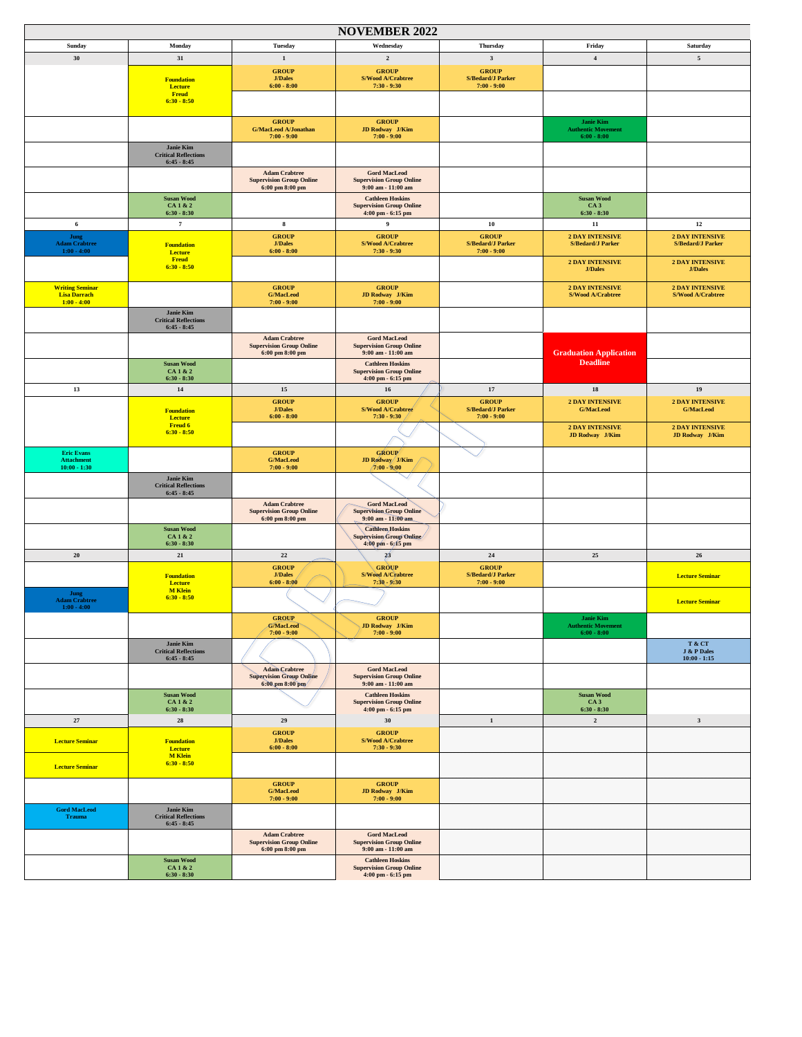# NOVEMBER 2022

| Sunday | Monday | Tuesday | Wednesday | Thursday | Friday | Saturday |
|---|---|---|---|---|---|---|
| **30** | **31** | **1** | **2** | **3** | **4** | **5** |
| | **Foundation Lecture Freud 6:30 - 8:50** | **GROUP J/Dales 6:00 - 8:00** | **GROUP S/Wood A/Crabtree 7:30 - 9:30** | **GROUP S/Bedard/J Parker 7:00 - 9:00** | | |
| | | **GROUP G/MacLeod A/Jonathan 7:00 - 9:00** | **GROUP JD Rodway J/Kim 7:00 - 9:00** | | **Janie Kim Authentic Movement 6:00 - 8:00** | |
| | **Janie Kim Critical Reflections 6:45 - 8:45** | | | | | |
| | | **Adam Crabtree Supervision Group Online 6:00 pm 8:00 pm** | **Gord MacLeod Supervision Group Online 9:00 am - 11:00 am** | | | |
| | **Susan Wood CA 1 & 2 6:30 - 8:30** | | **Cathleen Hoskins Supervision Group Online 4:00 pm - 6:15 pm** | | **Susan Wood CA 3 6:30 - 8:30** | |
| **6** | **7** | **8** | **9** | **10** | **11** | **12** |
| **Jung Adam Crabtree 1:00 - 4:00** | **Foundation Lecture Freud 6:30 - 8:50** | **GROUP J/Dales 6:00 - 8:00** | **GROUP S/Wood A/Crabtree 7:30 - 9:30** | **GROUP S/Bedard/J Parker 7:00 - 9:00** | **2 DAY INTENSIVE S/Bedard/J Parker** | **2 DAY INTENSIVE S/Bedard/J Parker** |
| | | | | | **2 DAY INTENSIVE J/Dales** | **2 DAY INTENSIVE J/Dales** |
| **Writing Seminar Lisa Darrach 1:00 - 4:00** | | **GROUP G/MacLeod 7:00 - 9:00** | **GROUP JD Rodway J/Kim 7:00 - 9:00** | | **2 DAY INTENSIVE S/Wood A/Crabtree** | **2 DAY INTENSIVE S/Wood A/Crabtree** |
| | **Janie Kim Critical Reflections 6:45 - 8:45** | | | | | |
| | | **Adam Crabtree Supervision Group Online 6:00 pm 8:00 pm** | **Gord MacLeod Supervision Group Online 9:00 am - 11:00 am** | | **Graduation Application Deadline** | |
| | **Susan Wood CA 1 & 2 6:30 - 8:30** | | **Cathleen Hoskins Supervision Group Online 4:00 pm - 6:15 pm** | | | |
| **13** | **14** | **15** | **16** | **17** | **18** | **19** |
| | **Foundation Lecture Freud 6 6:30 - 8:50** | **GROUP J/Dales 6:00 - 8:00** | **GROUP S/Wood A/Crabtree 7:30 - 9:30** | **GROUP S/Bedard/J Parker 7:00 - 9:00** | **2 DAY INTENSIVE G/MacLeod** | **2 DAY INTENSIVE G/MacLeod** |
| | | | | | **2 DAY INTENSIVE JD Rodway J/Kim** | **2 DAY INTENSIVE JD Rodway J/Kim** |
| **Eric Evans Attachment 10:00 - 1:30** | | **GROUP G/MacLeod 7:00 - 9:00** | **GROUP JD Rodway J/Kim 7:00 - 9:00** | | | |
| | **Janie Kim Critical Reflections 6:45 - 8:45** | | | | | |
| | | **Adam Crabtree Supervision Group Online 6:00 pm 8:00 pm** | **Gord MacLeod Supervision Group Online 9:00 am - 11:00 am** | | | |
| | **Susan Wood CA 1 & 2 6:30 - 8:30** | | **Cathleen Hoskins Supervision Group Online 4:00 pm - 6:15 pm** | | | |
| **20** | **21** | **22** | **23** | **24** | **25** | **26** |
| | **Foundation Lecture M Klein 6:30 - 8:50** | **GROUP J/Dales 6:00 - 8:00** | **GROUP S/Wood A/Crabtree 7:30 - 9:30** | **GROUP S/Bedard/J Parker 7:00 - 9:00** | | **Lecture Seminar** |
| **Jung Adam Crabtree 1:00 - 4:00** | | | | | | **Lecture Seminar** |
| | | **GROUP G/MacLeod 7:00 - 9:00** | **GROUP JD Rodway J/Kim 7:00 - 9:00** | | **Janie Kim Authentic Movement 6:00 - 8:00** | |
| | **Janie Kim Critical Reflections 6:45 - 8:45** | | | | | **T & CT J & P Dales 10:00 - 1:15** |
| | | **Adam Crabtree Supervision Group Online 6:00 pm 8:00 pm** | **Gord MacLeod Supervision Group Online 9:00 am - 11:00 am** | | | |
| | **Susan Wood CA 1 & 2 6:30 - 8:30** | | **Cathleen Hoskins Supervision Group Online 4:00 pm - 6:15 pm** | | **Susan Wood CA 3 6:30 - 8:30** | |
| **27** | **28** | **29** | **30** | **1** | **2** | **3** |
| **Lecture Seminar** | **Foundation Lecture M Klein 6:30 - 8:50** | **GROUP J/Dales 6:00 - 8:00** | **GROUP S/Wood A/Crabtree 7:30 - 9:30** | | | |
| **Lecture Seminar** | | | | | | |
| | | **GROUP G/MacLeod 7:00 - 9:00** | **GROUP JD Rodway J/Kim 7:00 - 9:00** | | | |
| **Gord MacLeod Trauma** | **Janie Kim Critical Reflections 6:45 - 8:45** | | | | | |
| | | **Adam Crabtree Supervision Group Online 6:00 pm 8:00 pm** | **Gord MacLeod Supervision Group Online 9:00 am - 11:00 am** | | | |
| | **Susan Wood CA 1 & 2 6:30 - 8:30** | | **Cathleen Hoskins Supervision Group Online 4:00 pm - 6:15 pm** | | | |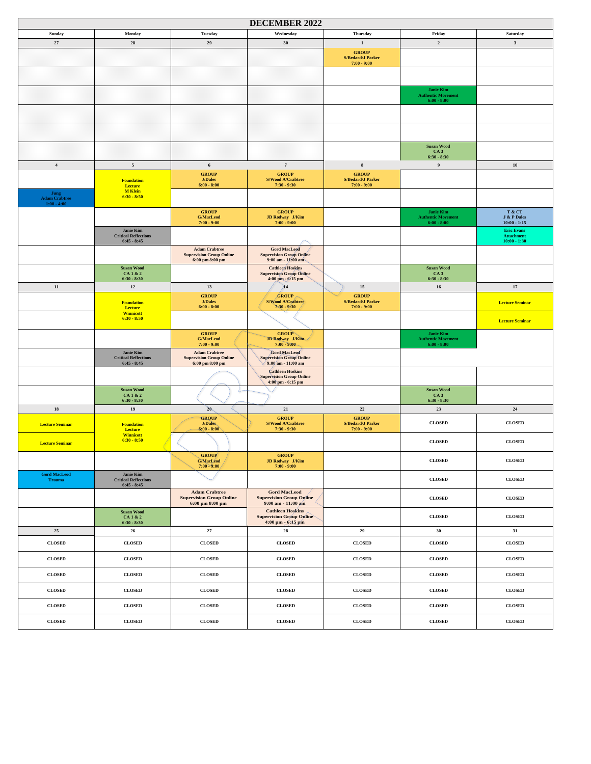# DECEMBER 2022

| Sunday | Monday | Tuesday | Wednesday | Thursday | Friday | Saturday |
|---|---|---|---|---|---|---|
| 27 | 28 | 29 | 30 | 1 | 2 | 3 |
| | | | | GROUP S/Bedard/J Parker 7:00 - 9:00 | | |
| | | | | | | |
| | | | | | Janie Kim Authentic Movement 6:00 - 8:00 | |
| | | | | | | |
| | | | | | | |
| | | | | | Susan Wood CA 3 6:30 - 8:30 | |
| 4 | 5 | 6 | 7 | 8 | 9 | 10 |
| | Foundation Lecture M Klein 6:30 - 8:50 | GROUP J/Dales 6:00 - 8:00 | GROUP S/Wood A/Crabtree 7:30 - 9:30 | GROUP S/Bedard/J Parker 7:00 - 9:00 | | |
| Jung Adam Crabtree 1:00 - 4:00 | | | | | | |
| | | GROUP G/MacLeod 7:00 - 9:00 | GROUP JD Rodway J/Kim 7:00 - 9:00 | | Janie Kim Authentic Movement 6:00 - 8:00 | T & CT J & P Dales 10:00 - 1:15 |
| | Janie Kim Critical Reflections 6:45 - 8:45 | | | | | Eric Evans Attachment 10:00 - 1:30 |
| | | Adam Crabtree Supervision Group Online 6:00 pm 8:00 pm | Gord MacLeod Supervision Group Online 9:00 am - 11:00 am | | | |
| | Susan Wood CA 1 & 2 6:30 - 8:30 | | Cathleen Hoskins Supervision Group Online 4:00 pm - 6:15 pm | | Susan Wood CA 3 6:30 - 8:30 | |
| 11 | 12 | 13 | 14 | 15 | 16 | 17 |
| | Foundation Lecture Winnicott 6:30 - 8:50 | GROUP J/Dales 6:00 - 8:00 | GROUP S/Wood A/Crabtree 7:30 - 9:30 | GROUP S/Bedard/J Parker 7:00 - 9:00 | | Lecture Seminar |
| | | | | | | Lecture Seminar |
| | | GROUP G/MacLeod 7:00 - 9:00 | GROUP JD Rodway J/Kim 7:00 - 9:00 | | Janie Kim Authentic Movement 6:00 - 8:00 | |
| | Janie Kim Critical Reflections 6:45 - 8:45 | Adam Crabtree Supervision Group Online 6:00 pm 8:00 pm | Gord MacLeod Supervision Group Online 9:00 am - 11:00 am | | | |
| | | | Cathleen Hoskins Supervision Group Online 4:00 pm - 6:15 pm | | | |
| | Susan Wood CA 1 & 2 6:30 - 8:30 | | | | Susan Wood CA 3 6:30 - 8:30 | |
| 18 | 19 | 20 | 21 | 22 | 23 | 24 |
| Lecture Seminar | Foundation Lecture Winnicott 6:30 - 8:50 | GROUP J/Dales 6:00 - 8:00 | GROUP S/Wood A/Crabtree 7:30 - 9:30 | GROUP S/Bedard/J Parker 7:00 - 9:00 | CLOSED | CLOSED |
| Lecture Seminar | | | | | CLOSED | CLOSED |
| | | GROUP G/MacLeod 7:00 - 9:00 | GROUP JD Rodway J/Kim 7:00 - 9:00 | | CLOSED | CLOSED |
| Gord MacLeod Trauma | Janie Kim Critical Reflections 6:45 - 8:45 | | | | CLOSED | CLOSED |
| | | Adam Crabtree Supervision Group Online 6:00 pm 8:00 pm | Gord MacLeod Supervision Group Online 9:00 am - 11:00 am | | CLOSED | CLOSED |
| | Susan Wood CA 1 & 2 6:30 - 8:30 | | Cathleen Hoskins Supervision Group Online 4:00 pm - 6:15 pm | | CLOSED | CLOSED |
| 25 | 26 | 27 | 28 | 29 | 30 | 31 |
| CLOSED | CLOSED | CLOSED | CLOSED | CLOSED | CLOSED | CLOSED |
| CLOSED | CLOSED | CLOSED | CLOSED | CLOSED | CLOSED | CLOSED |
| CLOSED | CLOSED | CLOSED | CLOSED | CLOSED | CLOSED | CLOSED |
| CLOSED | CLOSED | CLOSED | CLOSED | CLOSED | CLOSED | CLOSED |
| CLOSED | CLOSED | CLOSED | CLOSED | CLOSED | CLOSED | CLOSED |
| CLOSED | CLOSED | CLOSED | CLOSED | CLOSED | CLOSED | CLOSED |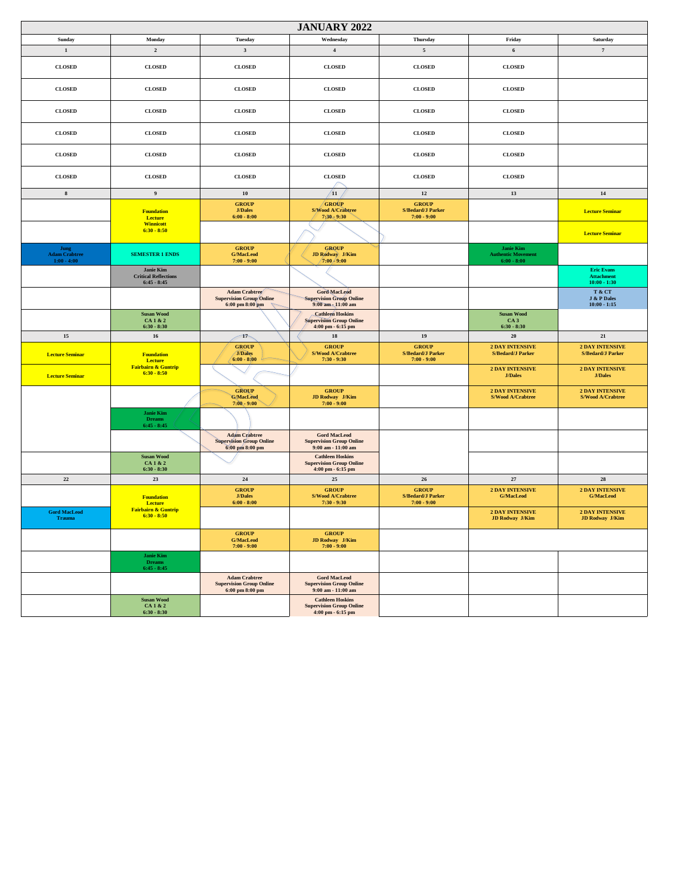# JANUARY 2022

| Sunday | Monday | Tuesday | Wednesday | Thursday | Friday | Saturday |
|---|---|---|---|---|---|---|
| 1 | 2 | 3 | 4 | 5 | 6 | 7 |
| CLOSED | CLOSED | CLOSED | CLOSED | CLOSED | CLOSED | |
| CLOSED | CLOSED | CLOSED | CLOSED | CLOSED | CLOSED | |
| CLOSED | CLOSED | CLOSED | CLOSED | CLOSED | CLOSED | |
| CLOSED | CLOSED | CLOSED | CLOSED | CLOSED | CLOSED | |
| CLOSED | CLOSED | CLOSED | CLOSED | CLOSED | CLOSED | |
| CLOSED | CLOSED | CLOSED | CLOSED | CLOSED | CLOSED | |
| 8 | 9 | 10 | 11 | 12 | 13 | 14 |
| | Foundation Lecture Winnicott 6:30 - 8:50 | GROUP J/Dales 6:00 - 8:00 | GROUP S/Wood A/Crabtree 7:30 - 9:30 | GROUP S/Bedard/J Parker 7:00 - 9:00 | | Lecture Seminar |
| | | | | | | Lecture Seminar |
| Jung Adam Crabtree 1:00 - 4:00 | SEMESTER 1 ENDS | GROUP G/MacLeod 7:00 - 9:00 | GROUP JD Rodway J/Kim 7:00 - 9:00 | | Janie Kim Authentic Movement 6:00 - 8:00 | |
| | Janie Kim Critical Reflections 6:45 - 8:45 | | | | | Eric Evans Attachment 10:00 - 1:30 |
| | | Adam Crabtree Supervision Group Online 6:00 pm 8:00 pm | Gord MacLeod Supervision Group Online 9:00 am - 11:00 am | | | T & CT J & P Dales 10:00 - 1:15 |
| | Susan Wood CA 1 & 2 6:30 - 8:30 | | Cathleen Hoskins Supervision Group Online 4:00 pm - 6:15 pm | | Susan Wood CA 3 6:30 - 8:30 | |
| 15 | 16 | 17 | 18 | 19 | 20 | 21 |
| Lecture Seminar | Foundation Lecture Fairbairn & Guntrip 6:30 - 8:50 | GROUP J/Dales 6:00 - 8:00 | GROUP S/Wood A/Crabtree 7:30 - 9:30 | GROUP S/Bedard/J Parker 7:00 - 9:00 | 2 DAY INTENSIVE S/Bedard/J Parker | 2 DAY INTENSIVE S/Bedard/J Parker |
| Lecture Seminar | | | | | 2 DAY INTENSIVE J/Dales | 2 DAY INTENSIVE J/Dales |
| | | GROUP G/MacLeod 7:00 - 9:00 | GROUP JD Rodway J/Kim 7:00 - 9:00 | | 2 DAY INTENSIVE S/Wood A/Crabtree | 2 DAY INTENSIVE S/Wood A/Crabtree |
| | Janie Kim Dreams 6:45 - 8:45 | | | | | |
| | | Adam Crabtree Supervision Group Online 6:00 pm 8:00 pm | Gord MacLeod Supervision Group Online 9:00 am - 11:00 am | | | |
| | Susan Wood CA 1 & 2 6:30 - 8:30 | | Cathleen Hoskins Supervision Group Online 4:00 pm - 6:15 pm | | | |
| 22 | 23 | 24 | 25 | 26 | 27 | 28 |
| | Foundation Lecture Fairbairn & Guntrip 6:30 - 8:50 | GROUP J/Dales 6:00 - 8:00 | GROUP S/Wood A/Crabtree 7:30 - 9:30 | GROUP S/Bedard/J Parker 7:00 - 9:00 | 2 DAY INTENSIVE G/MacLeod | 2 DAY INTENSIVE G/MacLeod |
| Gord MacLeod Trauma | | | | | 2 DAY INTENSIVE JD Rodway J/Kim | 2 DAY INTENSIVE JD Rodway J/Kim |
| | | GROUP G/MacLeod 7:00 - 9:00 | GROUP JD Rodway J/Kim 7:00 - 9:00 | | | |
| | Janie Kim Dreams 6:45 - 8:45 | | | | | |
| | | Adam Crabtree Supervision Group Online 6:00 pm 8:00 pm | Gord MacLeod Supervision Group Online 9:00 am - 11:00 am | | | |
| | Susan Wood CA 1 & 2 6:30 - 8:30 | | Cathleen Hoskins Supervision Group Online 4:00 pm - 6:15 pm | | | |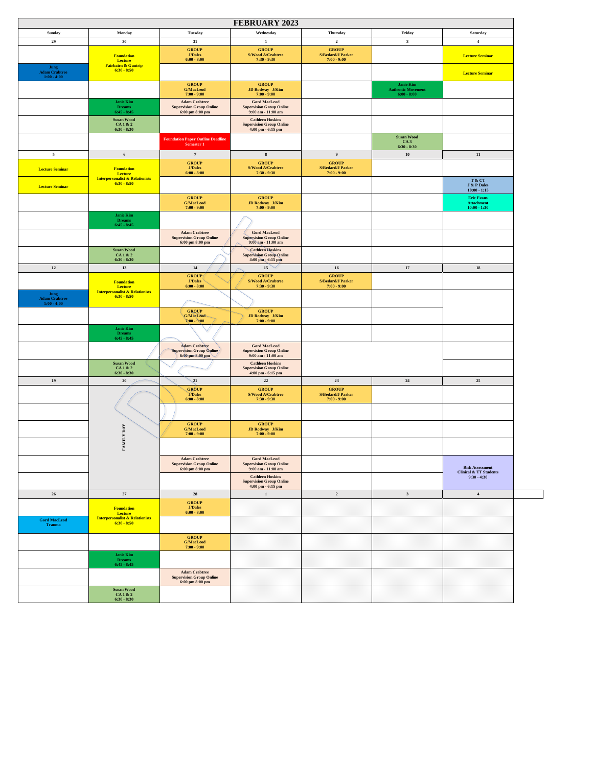# FEBRUARY 2023

| Sunday | Monday | Tuesday | Wednesday | Thursday | Friday | Saturday |
|---|---|---|---|---|---|---|
| 29 | 30 | 31 | 1 | 2 | 3 | 4 |
| | Foundation Lecture Fairbairn & Guntrip 6:30 - 8:50 | GROUP J/Dales 6:00 - 8:00 | GROUP S/Wood A/Crabtree 7:30 - 9:30 | GROUP S/Bedard/J Parker 7:00 - 9:00 | | Lecture Seminar |
| Jung Adam Crabtree 1:00 - 4:00 | | | | | | Lecture Seminar |
| | | GROUP G/MacLeod 7:00 - 9:00 | GROUP JD Rodway J/Kim 7:00 - 9:00 | | Janie Kim Authentic Movement 6:00 - 8:00 | |
| | Janie Kim Dreams 6:45 - 8:45 | Adam Crabtree Supervision Group Online 6:00 pm 8:00 pm | Gord MacLeod Supervision Group Online 9:00 am - 11:00 am | | | |
| | Susan Wood CA 1 & 2 6:30 - 8:30 | | Cathleen Hoskins Supervision Group Online 4:00 pm - 6:15 pm | | | |
| | | Foundation Paper Outline Deadline Semester 1 | | | Susan Wood CA 3 6:30 - 8:30 | |
| 5 | 6 | 7 | 8 | 9 | 10 | 11 |
| Lecture Seminar | Foundation Lecture Interpersonalist & Relationists 6:30 - 8:50 | GROUP J/Dales 6:00 - 8:00 | GROUP S/Wood A/Crabtree 7:30 - 9:30 | GROUP S/Bedard/J Parker 7:00 - 9:00 | | |
| Lecture Seminar | | | | | | T & CT J & P Dales 10:00 - 1:15 |
| | | GROUP G/MacLeod 7:00 - 9:00 | GROUP JD Rodway J/Kim 7:00 - 9:00 | | | Eric Evans Attachment 10:00 - 1:30 |
| | Janie Kim Dreams 6:45 - 8:45 | | | | | |
| | | Adam Crabtree Supervision Group Online 6:00 pm 8:00 pm | Gord MacLeod Supervision Group Online 9:00 am - 11:00 am | | | |
| | Susan Wood CA 1 & 2 6:30 - 8:30 | | Cathleen Hoskins Supervision Group Online 4:00 pm - 6:15 pm | | | |
| 12 | 13 | 14 | 15 | 16 | 17 | 18 |
| | Foundation Lecture Interpersonalist & Relationists 6:30 - 8:50 | GROUP J/Dales 6:00 - 8:00 | GROUP S/Wood A/Crabtree 7:30 - 9:30 | GROUP S/Bedard/J Parker 7:00 - 9:00 | | |
| Jung Adam Crabtree 1:00 - 4:00 | | | | | | |
| | | GROUP G/MacLeod 7:00 - 9:00 | GROUP JD Rodway J/Kim 7:00 - 9:00 | | | |
| | Janie Kim Dreams 6:45 - 8:45 | | | | | |
| | | Adam Crabtree Supervision Group Online 6:00 pm 8:00 pm | Gord MacLeod Supervision Group Online 9:00 am - 11:00 am | | | |
| | Susan Wood CA 1 & 2 6:30 - 8:30 | | Cathleen Hoskins Supervision Group Online 4:00 pm - 6:15 pm | | | |
| 19 | 20 | 21 | 22 | 23 | 24 | 25 |
| | FAMILY DAY | GROUP J/Dales 6:00 - 8:00 | GROUP S/Wood A/Crabtree 7:30 - 9:30 | GROUP S/Bedard/J Parker 7:00 - 9:00 | | |
| | | | | | | |
| | | GROUP G/MacLeod 7:00 - 9:00 | GROUP JD Rodway J/Kim 7:00 - 9:00 | | | |
| | | | | | | |
| | | Adam Crabtree Supervision Group Online 6:00 pm 8:00 pm | Gord MacLeod Supervision Group Online 9:00 am - 11:00 am | | | Risk Assessment Clinical & TT Students 9:30 - 4:30 |
| | | | Cathleen Hoskins Supervision Group Online 4:00 pm - 6:15 pm | | | |
| 26 | 27 | 28 | 1 | 2 | 3 | 4 |
| | Foundation Lecture Interpersonalist & Relationists 6:30 - 8:50 | GROUP J/Dales 6:00 - 8:00 | | | | |
| Gord MacLeod Trauma | | | | | | |
| | | GROUP G/MacLeod 7:00 - 9:00 | | | | |
| | Janie Kim Dreams 6:45 - 8:45 | | | | | |
| | | Adam Crabtree Supervision Group Online 6:00 pm 8:00 pm | | | | |
| | Susan Wood CA 1 & 2 6:30 - 8:30 | | | | | |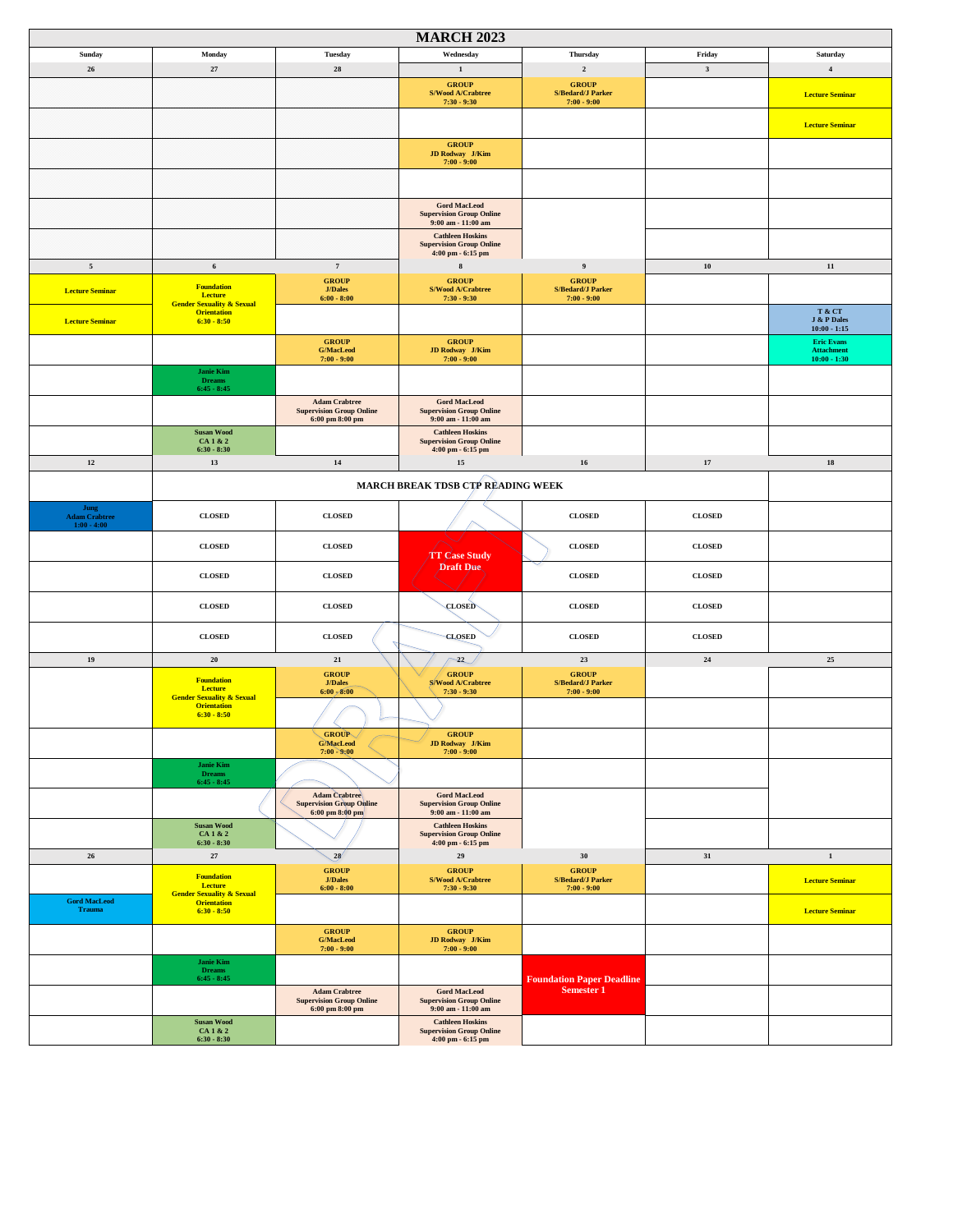# MARCH 2023

| Sunday | Monday | Tuesday | Wednesday | Thursday | Friday | Saturday |
|---|---|---|---|---|---|---|
| 26 | 27 | 28 | 1 | 2 | 3 | 4 |
| | | | GROUP S/Wood A/Crabtree 7:30 - 9:30 | GROUP S/Bedard/J Parker 7:00 - 9:00 | | Lecture Seminar |
| | | | | | | Lecture Seminar |
| | | | GROUP JD Rodway J/Kim 7:00 - 9:00 | | | |
| | | | | | | |
| | | | Gord MacLeod Supervision Group Online 9:00 am - 11:00 am | | | |
| | | | Cathleen Hoskins Supervision Group Online 4:00 pm - 6:15 pm | | | |
| 5 | 6 | 7 | 8 | 9 | 10 | 11 |
| Lecture Seminar | Foundation Lecture Gender Sexuality & Sexual Orientation 6:30 - 8:50 | GROUP J/Dales 6:00 - 8:00 | GROUP S/Wood A/Crabtree 7:30 - 9:30 | GROUP S/Bedard/J Parker 7:00 - 9:00 | | |
| Lecture Seminar | | | | | | T & CT J & P Dales 10:00 - 1:15 |
| | | GROUP G/MacLeod 7:00 - 9:00 | GROUP JD Rodway J/Kim 7:00 - 9:00 | | | Eric Evans Attachment 10:00 - 1:30 |
| | Janie Kim Dreams 6:45 - 8:45 | | | | | |
| | | Adam Crabtree Supervision Group Online 6:00 pm 8:00 pm | Gord MacLeod Supervision Group Online 9:00 am - 11:00 am | | | |
| | Susan Wood CA 1 & 2 6:30 - 8:30 | | Cathleen Hoskins Supervision Group Online 4:00 pm - 6:15 pm | | | |
| 12 | 13 | 14 | 15 | 16 | 17 | 18 |
| | MARCH BREAK TDSB CTP READING WEEK | | | | | |
| Jung Adam Crabtree 1:00 - 4:00 | CLOSED | CLOSED | | CLOSED | CLOSED | |
| | CLOSED | CLOSED | TT Case Study Draft Due | CLOSED | CLOSED | |
| | CLOSED | CLOSED | | CLOSED | CLOSED | |
| | CLOSED | CLOSED | CLOSED | CLOSED | CLOSED | |
| | CLOSED | CLOSED | CLOSED | CLOSED | CLOSED | |
| 19 | 20 | 21 | 22 | 23 | 24 | 25 |
| | Foundation Lecture Gender Sexuality & Sexual Orientation 6:30 - 8:50 | GROUP J/Dales 6:00 - 8:00 | GROUP S/Wood A/Crabtree 7:30 - 9:30 | GROUP S/Bedard/J Parker 7:00 - 9:00 | | |
| | | | | | | |
| | | GROUP G/MacLeod 7:00 - 9:00 | GROUP JD Rodway J/Kim 7:00 - 9:00 | | | |
| | Janie Kim Dreams 6:45 - 8:45 | | | | | |
| | | Adam Crabtree Supervision Group Online 6:00 pm 8:00 pm | Gord MacLeod Supervision Group Online 9:00 am - 11:00 am | | | |
| | Susan Wood CA 1 & 2 6:30 - 8:30 | | Cathleen Hoskins Supervision Group Online 4:00 pm - 6:15 pm | | | |
| 26 | 27 | 28 | 29 | 30 | 31 | 1 |
| | Foundation Lecture Gender Sexuality & Sexual Orientation 6:30 - 8:50 | GROUP J/Dales 6:00 - 8:00 | GROUP S/Wood A/Crabtree 7:30 - 9:30 | GROUP S/Bedard/J Parker 7:00 - 9:00 | | Lecture Seminar |
| Gord MacLeod Trauma | | | | | | Lecture Seminar |
| | | GROUP G/MacLeod 7:00 - 9:00 | GROUP JD Rodway J/Kim 7:00 - 9:00 | | | |
| | Janie Kim Dreams 6:45 - 8:45 | | | Foundation Paper Deadline Semester 1 | | |
| | | Adam Crabtree Supervision Group Online 6:00 pm 8:00 pm | Gord MacLeod Supervision Group Online 9:00 am - 11:00 am | | | |
| | Susan Wood CA 1 & 2 6:30 - 8:30 | | Cathleen Hoskins Supervision Group Online 4:00 pm - 6:15 pm | | | |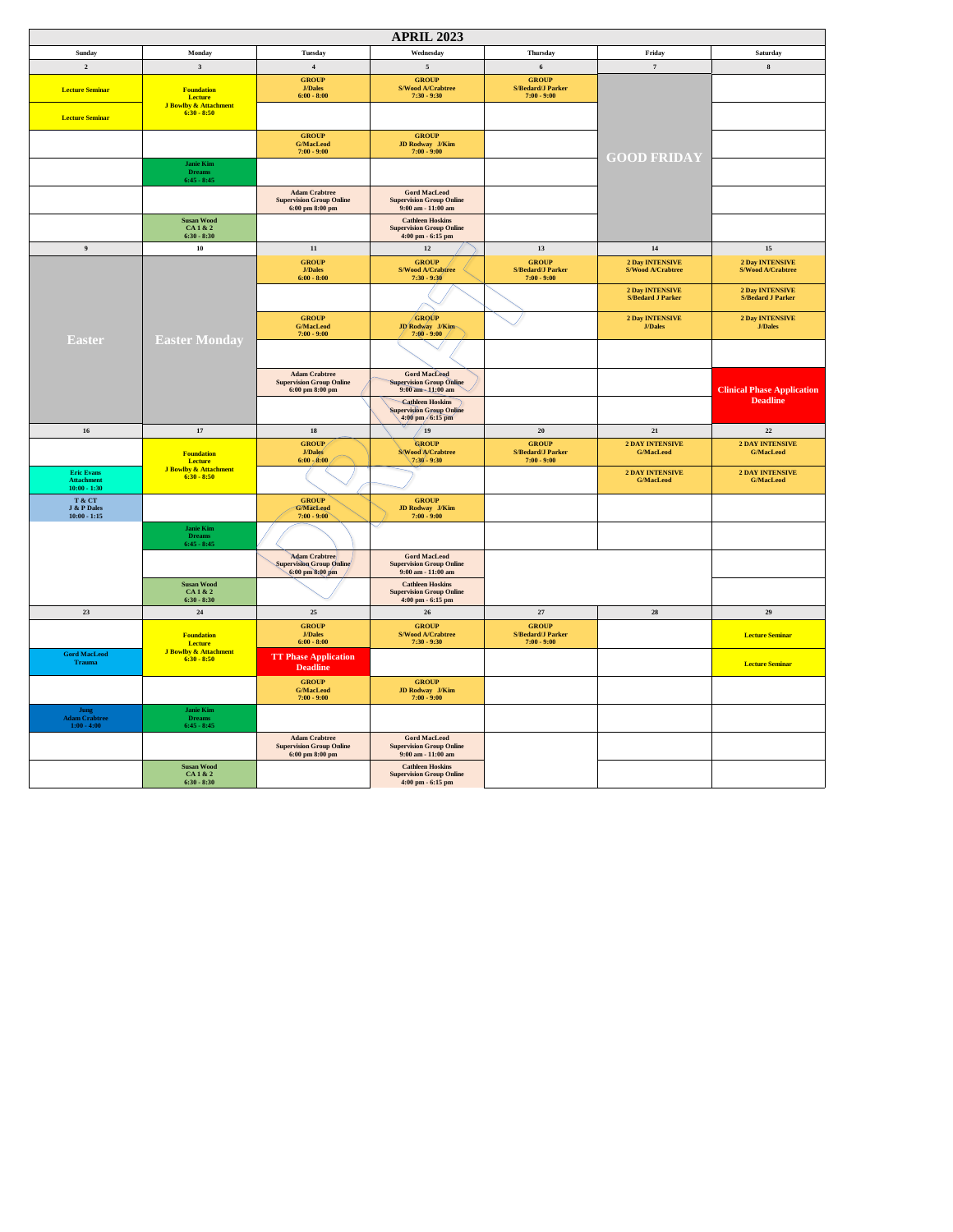# APRIL 2023

| Sunday | Monday | Tuesday | Wednesday | Thursday | Friday | Saturday |
|---|---|---|---|---|---|---|
| **2** | **3** | **4** | **5** | **6** | **7** | **8** |
| Lecture Seminar | Foundation Lecture J Bowlby & Attachment 6:30 - 8:50 | GROUP J/Dales 6:00 - 8:00 | GROUP S/Wood A/Crabtree 7:30 - 9:30 | GROUP S/Bedard/J Parker 7:00 - 9:00 | GOOD FRIDAY | |
| Lecture Seminar | | | | | | |
| | | GROUP G/MacLeod 7:00 - 9:00 | GROUP JD Rodway J/Kim 7:00 - 9:00 | | | |
| | Janie Kim Dreams 6:45 - 8:45 | | | | | |
| | | Adam Crabtree Supervision Group Online 6:00 pm 8:00 pm | Gord MacLeod Supervision Group Online 9:00 am - 11:00 am | | | |
| | Susan Wood CA 1 & 2 6:30 - 8:30 | | Cathleen Hoskins Supervision Group Online 4:00 pm - 6:15 pm | | | |
| **9** | **10** | **11** | **12** | **13** | **14** | **15** |
| Easter | Easter Monday | GROUP J/Dales 6:00 - 8:00 | GROUP S/Wood A/Crabtree 7:30 - 9:30 | GROUP S/Bedard/J Parker 7:00 - 9:00 | 2 Day INTENSIVE S/Wood A/Crabtree | 2 Day INTENSIVE S/Wood A/Crabtree |
| | | | | | 2 Day INTENSIVE S/Bedard J Parker | 2 Day INTENSIVE S/Bedard J Parker |
| | | GROUP G/MacLeod 7:00 - 9:00 | GROUP JD Rodway J/Kim 7:00 - 9:00 | | 2 Day INTENSIVE J/Dales | 2 Day INTENSIVE J/Dales |
| | | | | | | |
| | | Adam Crabtree Supervision Group Online 6:00 pm 8:00 pm | Gord MacLeod Supervision Group Online 9:00 am - 11:00 am | | | Clinical Phase Application Deadline |
| | | | Cathleen Hoskins Supervision Group Online 4:00 pm - 6:15 pm | | | |
| **16** | **17** | **18** | **19** | **20** | **21** | **22** |
| | Foundation Lecture J Bowlby & Attachment 6:30 - 8:50 | GROUP J/Dales 6:00 - 8:00 | GROUP S/Wood A/Crabtree 7:30 - 9:30 | GROUP S/Bedard/J Parker 7:00 - 9:00 | 2 DAY INTENSIVE G/MacLeod | 2 DAY INTENSIVE G/MacLeod |
| Eric Evans Attachment 10:00 - 1:30 | | | | | 2 DAY INTENSIVE G/MacLeod | 2 DAY INTENSIVE G/MacLeod |
| T & CT J & P Dales 10:00 - 1:15 | | GROUP G/MacLeod 7:00 - 9:00 | GROUP JD Rodway J/Kim 7:00 - 9:00 | | | |
| | Janie Kim Dreams 6:45 - 8:45 | | | | | |
| | | Adam Crabtree Supervision Group Online 6:00 pm 8:00 pm | Gord MacLeod Supervision Group Online 9:00 am - 11:00 am | | | |
| | Susan Wood CA 1 & 2 6:30 - 8:30 | | Cathleen Hoskins Supervision Group Online 4:00 pm - 6:15 pm | | | |
| **23** | **24** | **25** | **26** | **27** | **28** | **29** |
| | Foundation Lecture J Bowlby & Attachment 6:30 - 8:50 | GROUP J/Dales 6:00 - 8:00 | GROUP S/Wood A/Crabtree 7:30 - 9:30 | GROUP S/Bedard/J Parker 7:00 - 9:00 | | Lecture Seminar |
| Gord MacLeod Trauma | | TT Phase Application Deadline | | | | Lecture Seminar |
| | | GROUP G/MacLeod 7:00 - 9:00 | GROUP JD Rodway J/Kim 7:00 - 9:00 | | | |
| Jung Adam Crabtree 1:00 - 4:00 | Janie Kim Dreams 6:45 - 8:45 | | | | | |
| | | Adam Crabtree Supervision Group Online 6:00 pm 8:00 pm | Gord MacLeod Supervision Group Online 9:00 am - 11:00 am | | | |
| | Susan Wood CA 1 & 2 6:30 - 8:30 | | Cathleen Hoskins Supervision Group Online 4:00 pm - 6:15 pm | | | |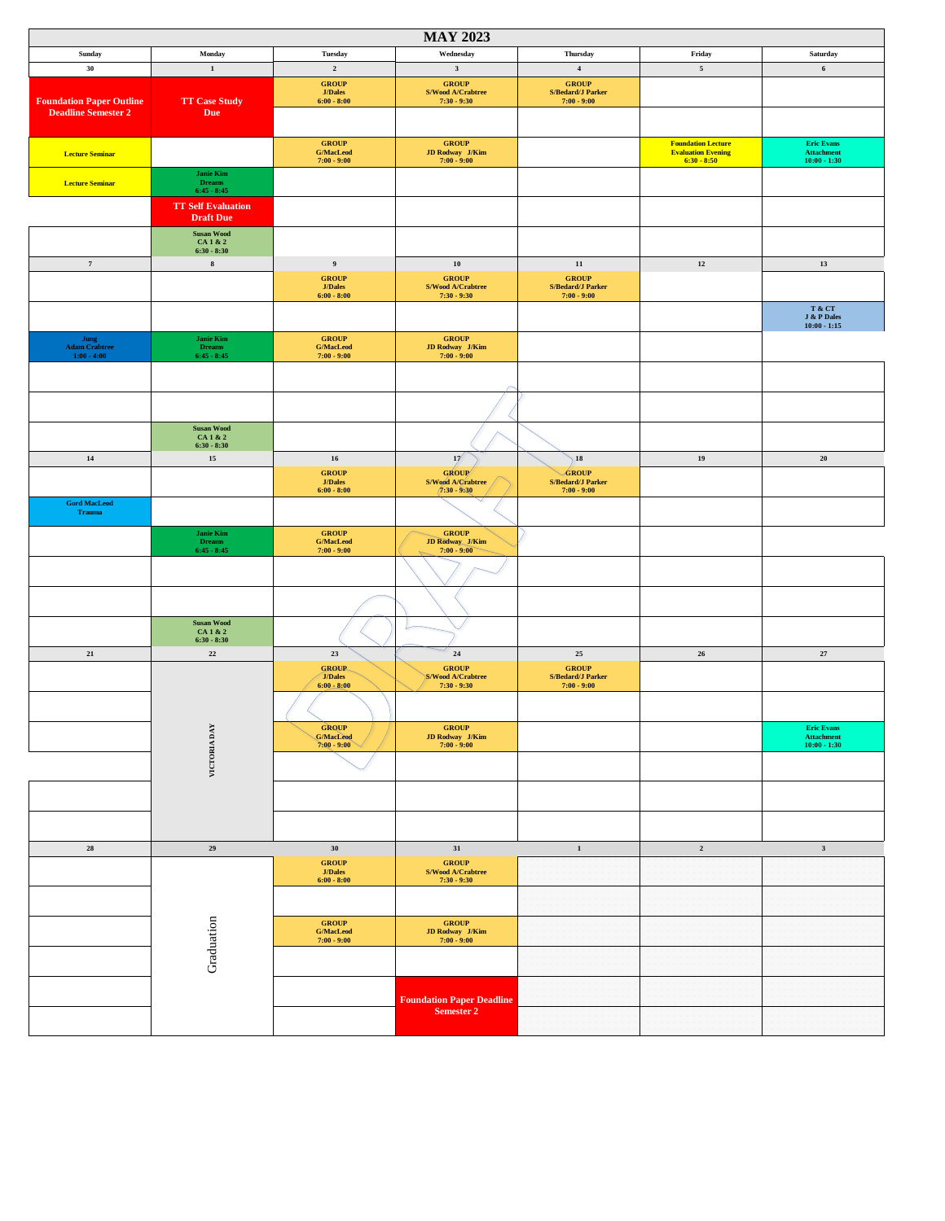# MAY 2023

| Sunday | Monday | Tuesday | Wednesday | Thursday | Friday | Saturday |
|---|---|---|---|---|---|---|
| 30 | 1 | 2 | 3 | 4 | 5 | 6 |
| Foundation Paper Outline Deadline Semester 2 | TT Case Study Due | GROUP J/Dales 6:00 - 8:00 | GROUP S/Wood A/Crabtree 7:30 - 9:30 | GROUP S/Bedard/J Parker 7:00 - 9:00 | | |
| Lecture Seminar | | GROUP G/MacLeod 7:00 - 9:00 | GROUP JD Rodway J/Kim 7:00 - 9:00 | | Foundation Lecture Evaluation Evening 6:30 - 8:50 | Eric Evans Attachment 10:00 - 1:30 |
| Lecture Seminar | Janie Kim Dreams 6:45 - 8:45 | | | | | |
| | TT Self Evaluation Draft Due | | | | | |
| | Susan Wood CA 1 & 2 6:30 - 8:30 | | | | | |
| 7 | 8 | 9 | 10 | 11 | 12 | 13 |
| | | GROUP J/Dales 6:00 - 8:00 | GROUP S/Wood A/Crabtree 7:30 - 9:30 | GROUP S/Bedard/J Parker 7:00 - 9:00 | | |
| | | | | | | T & CT J & P Dales 10:00 - 1:15 |
| Jung Adam Crabtree 1:00 - 4:00 | Janie Kim Dreams 6:45 - 8:45 | GROUP G/MacLeod 7:00 - 9:00 | GROUP JD Rodway J/Kim 7:00 - 9:00 | | | |
| | Susan Wood CA 1 & 2 6:30 - 8:30 | | | | | |
| 14 | 15 | 16 | 17 | 18 | 19 | 20 |
| | | GROUP J/Dales 6:00 - 8:00 | GROUP S/Wood A/Crabtree 7:30 - 9:30 | GROUP S/Bedard/J Parker 7:00 - 9:00 | | |
| Gord MacLeod Trauma | | | | | | |
| | Janie Kim Dreams 6:45 - 8:45 | GROUP G/MacLeod 7:00 - 9:00 | GROUP JD Rodway J/Kim 7:00 - 9:00 | | | |
| | Susan Wood CA 1 & 2 6:30 - 8:30 | | | | | |
| 21 | 22 | 23 | 24 | 25 | 26 | 27 |
| | VICTORIA DAY | GROUP J/Dales 6:00 - 8:00 | GROUP S/Wood A/Crabtree 7:30 - 9:30 | GROUP S/Bedard/J Parker 7:00 - 9:00 | | |
| | | GROUP G/MacLeod 7:00 - 9:00 | GROUP JD Rodway J/Kim 7:00 - 9:00 | | | Eric Evans Attachment 10:00 - 1:30 |
| 28 | 29 | 30 | 31 | 1 | 2 | 3 |
| | Graduation | GROUP J/Dales 6:00 - 8:00 | GROUP S/Wood A/Crabtree 7:30 - 9:30 | | | |
| | | GROUP G/MacLeod 7:00 - 9:00 | GROUP JD Rodway J/Kim 7:00 - 9:00 | | | |
| | | | Foundation Paper Deadline Semester 2 | | | |

DRAFT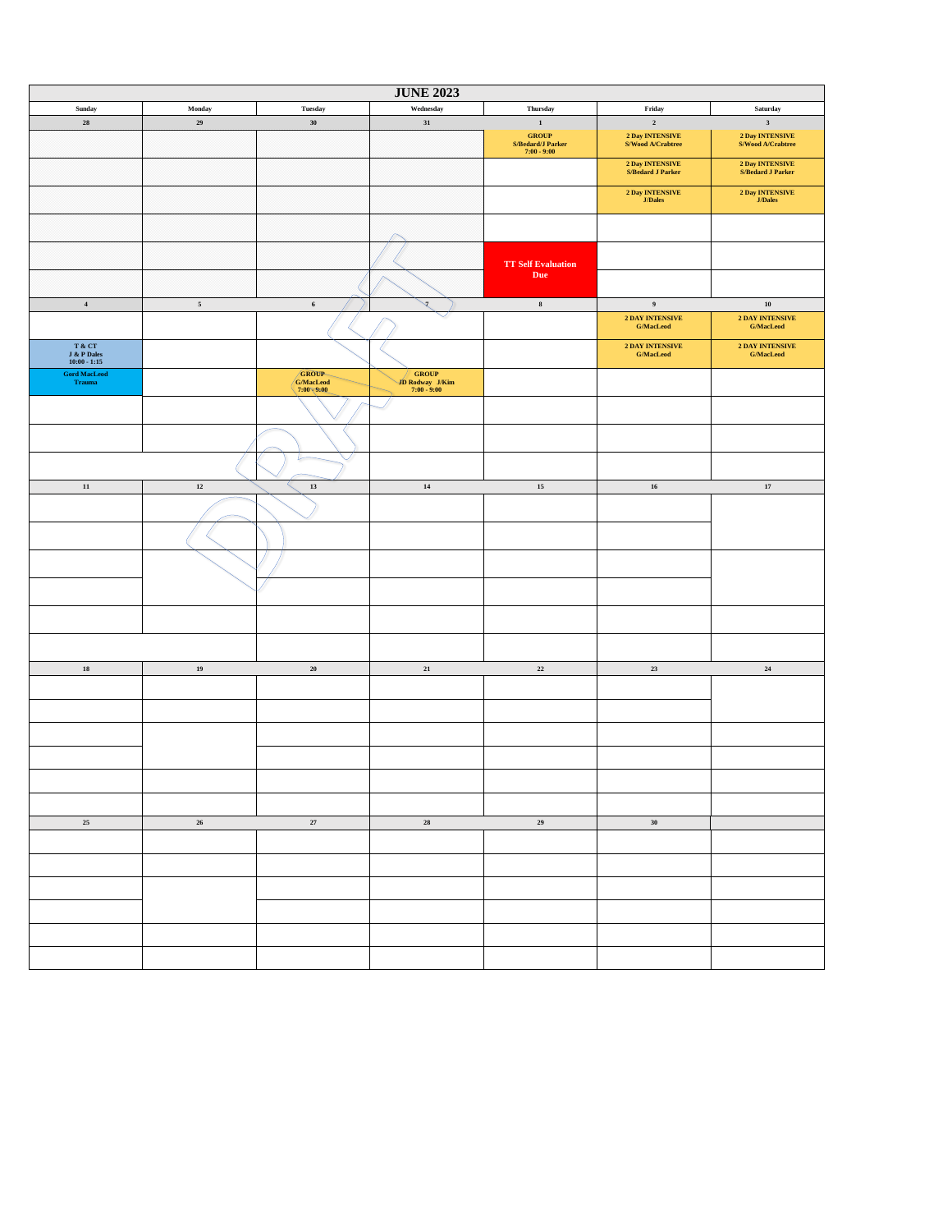# JUNE 2023

| Sunday | Monday | Tuesday | Wednesday | Thursday | Friday | Saturday |
|---|---|---|---|---|---|---|
| 28 | 29 | 30 | 31 | 1 | 2 | 3 |
| | | | | GROUP S/Bedard/J Parker 7:00 - 9:00 | 2 Day INTENSIVE S/Wood A/Crabtree | 2 Day INTENSIVE S/Wood A/Crabtree |
| | | | | | 2 Day INTENSIVE S/Bedard J Parker | 2 Day INTENSIVE S/Bedard J Parker |
| | | | | | 2 Day INTENSIVE J/Dales | 2 Day INTENSIVE J/Dales |
| | | | | TT Self Evaluation Due | | |
| 4 | 5 | 6 | 7 | 8 | 9 | 10 |
| | | | | | 2 DAY INTENSIVE G/MacLeod | 2 DAY INTENSIVE G/MacLeod |
| T & CT J & P Dales 10:00 - 1:15 | | | | | 2 DAY INTENSIVE G/MacLeod | 2 DAY INTENSIVE G/MacLeod |
| Gord MacLeod Trauma | | GROUP G/MacLeod 7:00 - 9:00 | GROUP JD Rodway J/Kim 7:00 - 9:00 | | | |
| 11 | 12 | 13 | 14 | 15 | 16 | 17 |
| 18 | 19 | 20 | 21 | 22 | 23 | 24 |
| 25 | 26 | 27 | 28 | 29 | 30 | |

DRAFT